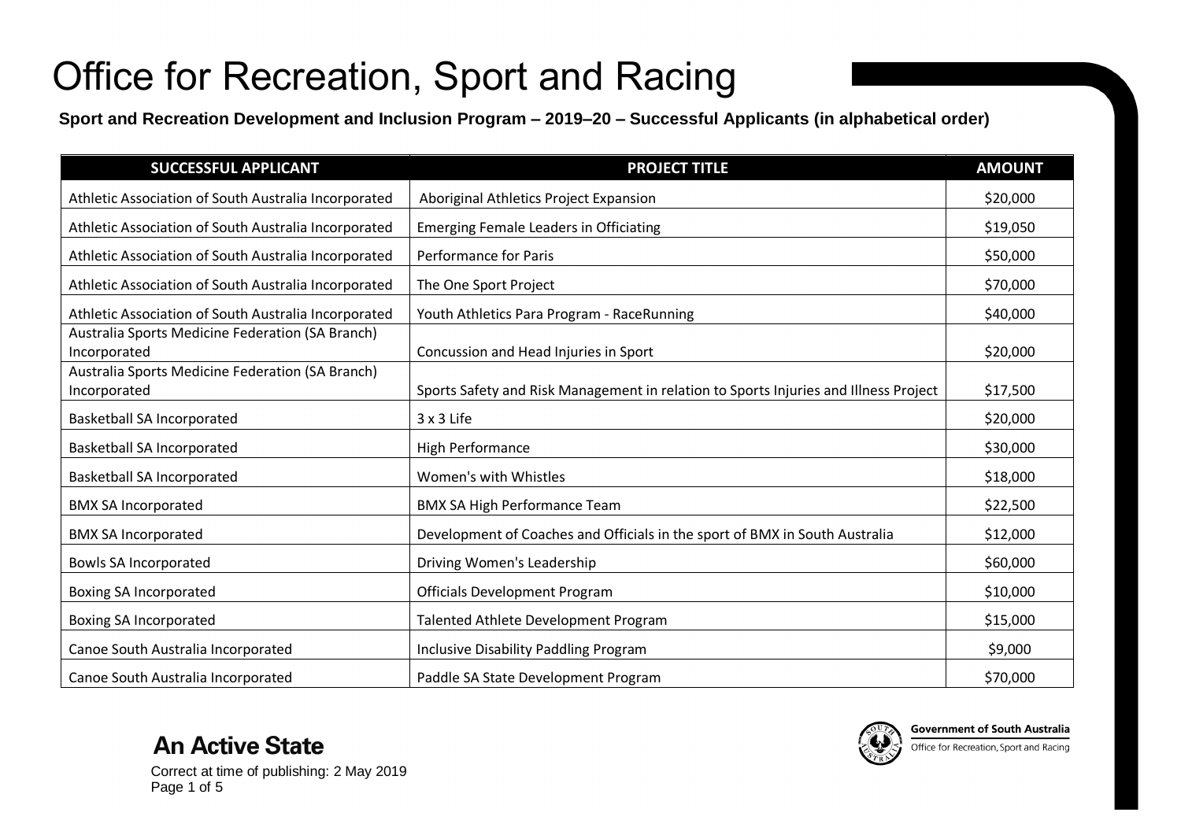# Office for Recreation, Sport and Racing

**Sport and Recreation Development and Inclusion Program – 2019–20 – Successful Applicants (in alphabetical order)**

| SUCCESSFUL APPLICANT | PROJECT TITLE | AMOUNT |
|---|---|---|
| Athletic Association of South Australia Incorporated | Aboriginal Athletics Project Expansion | $20,000 |
| Athletic Association of South Australia Incorporated | Emerging Female Leaders in Officiating | $19,050 |
| Athletic Association of South Australia Incorporated | Performance for Paris | $50,000 |
| Athletic Association of South Australia Incorporated | The One Sport Project | $70,000 |
| Athletic Association of South Australia Incorporated | Youth Athletics Para Program - RaceRunning | $40,000 |
| Australia Sports Medicine Federation (SA Branch) Incorporated | Concussion and Head Injuries in Sport | $20,000 |
| Australia Sports Medicine Federation (SA Branch) Incorporated | Sports Safety and Risk Management in relation to Sports Injuries and Illness Project | $17,500 |
| Basketball SA Incorporated | 3 x 3 Life | $20,000 |
| Basketball SA Incorporated | High Performance | $30,000 |
| Basketball SA Incorporated | Women's with Whistles | $18,000 |
| BMX SA Incorporated | BMX SA High Performance Team | $22,500 |
| BMX SA Incorporated | Development of Coaches and Officials in the sport of BMX in South Australia | $12,000 |
| Bowls SA Incorporated | Driving Women's Leadership | $60,000 |
| Boxing SA Incorporated | Officials Development Program | $10,000 |
| Boxing SA Incorporated | Talented Athlete Development Program | $15,000 |
| Canoe South Australia Incorporated | Inclusive Disability Paddling Program | $9,000 |
| Canoe South Australia Incorporated | Paddle SA State Development Program | $70,000 |

**An Active State**

Correct at time of publishing: 2 May 2019

Government of South Australia
Office for Recreation, Sport and Racing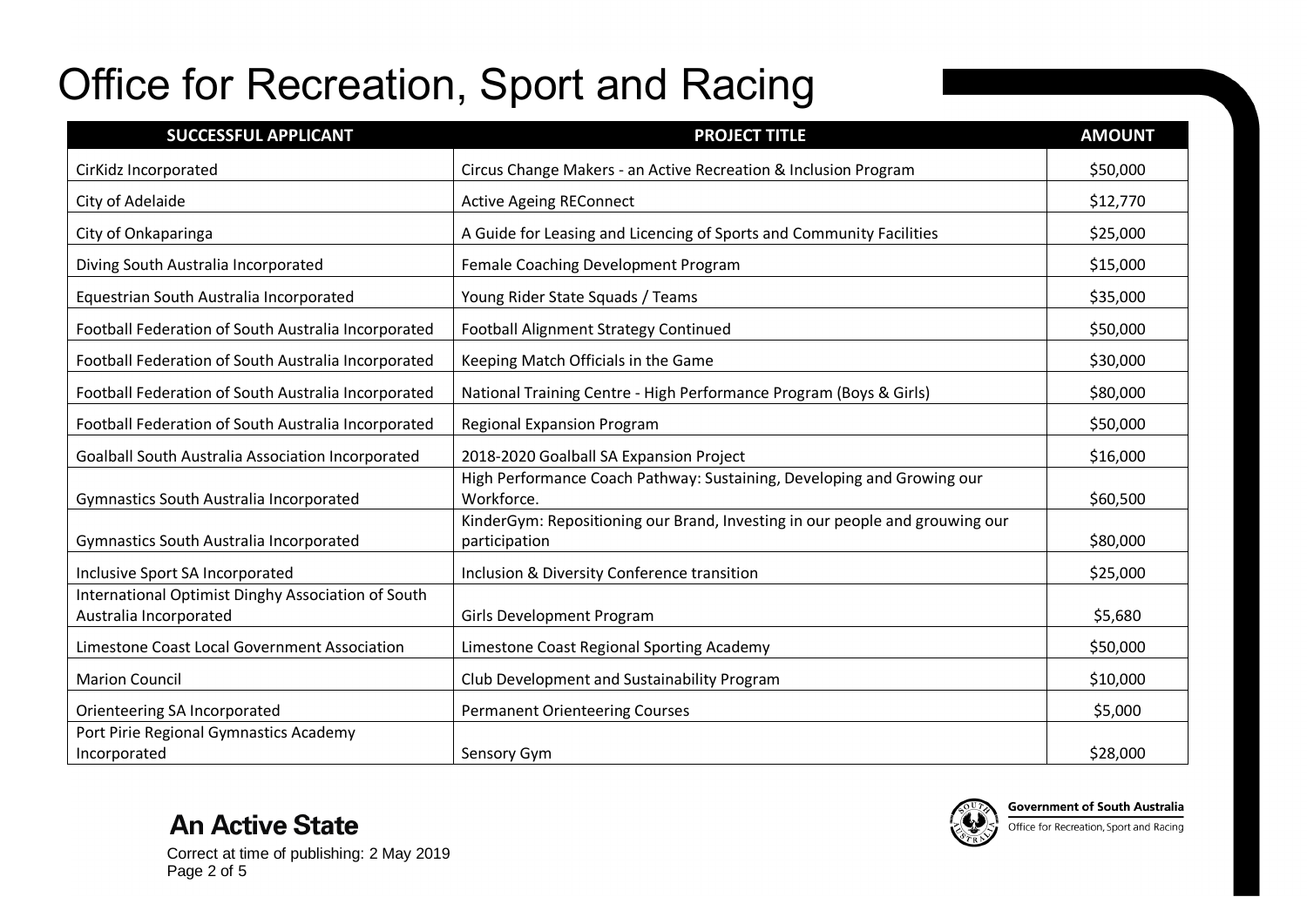# Office for Recreation, Sport and Racing

| SUCCESSFUL APPLICANT | PROJECT TITLE | AMOUNT |
|---|---|---|
| CirKidz Incorporated | Circus Change Makers - an Active Recreation & Inclusion Program | $50,000 |
| City of Adelaide | Active Ageing REConnect | $12,770 |
| City of Onkaparinga | A Guide for Leasing and Licencing of Sports and Community Facilities | $25,000 |
| Diving South Australia Incorporated | Female Coaching Development Program | $15,000 |
| Equestrian South Australia Incorporated | Young Rider State Squads / Teams | $35,000 |
| Football Federation of South Australia Incorporated | Football Alignment Strategy Continued | $50,000 |
| Football Federation of South Australia Incorporated | Keeping Match Officials in the Game | $30,000 |
| Football Federation of South Australia Incorporated | National Training Centre - High Performance Program (Boys & Girls) | $80,000 |
| Football Federation of South Australia Incorporated | Regional Expansion Program | $50,000 |
| Goalball South Australia Association Incorporated | 2018-2020 Goalball SA Expansion Project | $16,000 |
| Gymnastics South Australia Incorporated | High Performance Coach Pathway: Sustaining, Developing and Growing our Workforce. | $60,500 |
| Gymnastics South Australia Incorporated | KinderGym: Repositioning our Brand, Investing in our people and grouwing our participation | $80,000 |
| Inclusive Sport SA Incorporated | Inclusion & Diversity Conference transition | $25,000 |
| International Optimist Dinghy Association of South Australia Incorporated | Girls Development Program | $5,680 |
| Limestone Coast Local Government Association | Limestone Coast Regional Sporting Academy | $50,000 |
| Marion Council | Club Development and Sustainability Program | $10,000 |
| Orienteering SA Incorporated | Permanent Orienteering Courses | $5,000 |
| Port Pirie Regional Gymnastics Academy Incorporated | Sensory Gym | $28,000 |

**An Active State**

Correct at time of publishing: 2 May 2019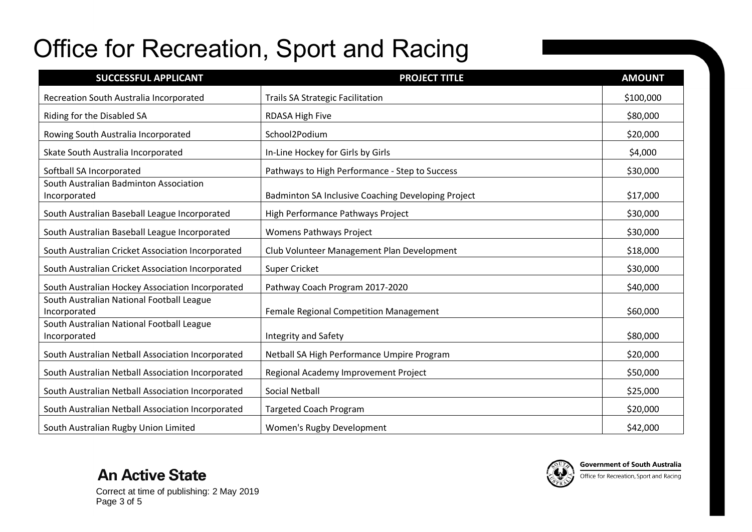# Office for Recreation, Sport and Racing

| SUCCESSFUL APPLICANT | PROJECT TITLE | AMOUNT |
| --- | --- | --- |
| Recreation South Australia Incorporated | Trails SA Strategic Facilitation | \$100,000 |
| Riding for the Disabled SA | RDASA High Five | \$80,000 |
| Rowing South Australia Incorporated | School2Podium | \$20,000 |
| Skate South Australia Incorporated | In-Line Hockey for Girls by Girls | \$4,000 |
| Softball SA Incorporated | Pathways to High Performance - Step to Success | \$30,000 |
| South Australian Badminton Association Incorporated | Badminton SA Inclusive Coaching Developing Project | \$17,000 |
| South Australian Baseball League Incorporated | High Performance Pathways Project | \$30,000 |
| South Australian Baseball League Incorporated | Womens Pathways Project | \$30,000 |
| South Australian Cricket Association Incorporated | Club Volunteer Management Plan Development | \$18,000 |
| South Australian Cricket Association Incorporated | Super Cricket | \$30,000 |
| South Australian Hockey Association Incorporated | Pathway Coach Program 2017-2020 | \$40,000 |
| South Australian National Football League Incorporated | Female Regional Competition Management | \$60,000 |
| South Australian National Football League Incorporated | Integrity and Safety | \$80,000 |
| South Australian Netball Association Incorporated | Netball SA High Performance Umpire Program | \$20,000 |
| South Australian Netball Association Incorporated | Regional Academy Improvement Project | \$50,000 |
| South Australian Netball Association Incorporated | Social Netball | \$25,000 |
| South Australian Netball Association Incorporated | Targeted Coach Program | \$20,000 |
| South Australian Rugby Union Limited | Women's Rugby Development | \$42,000 |

**An Active State**

Correct at time of publishing: 2 May 2019

Government of South Australia
Office for Recreation, Sport and Racing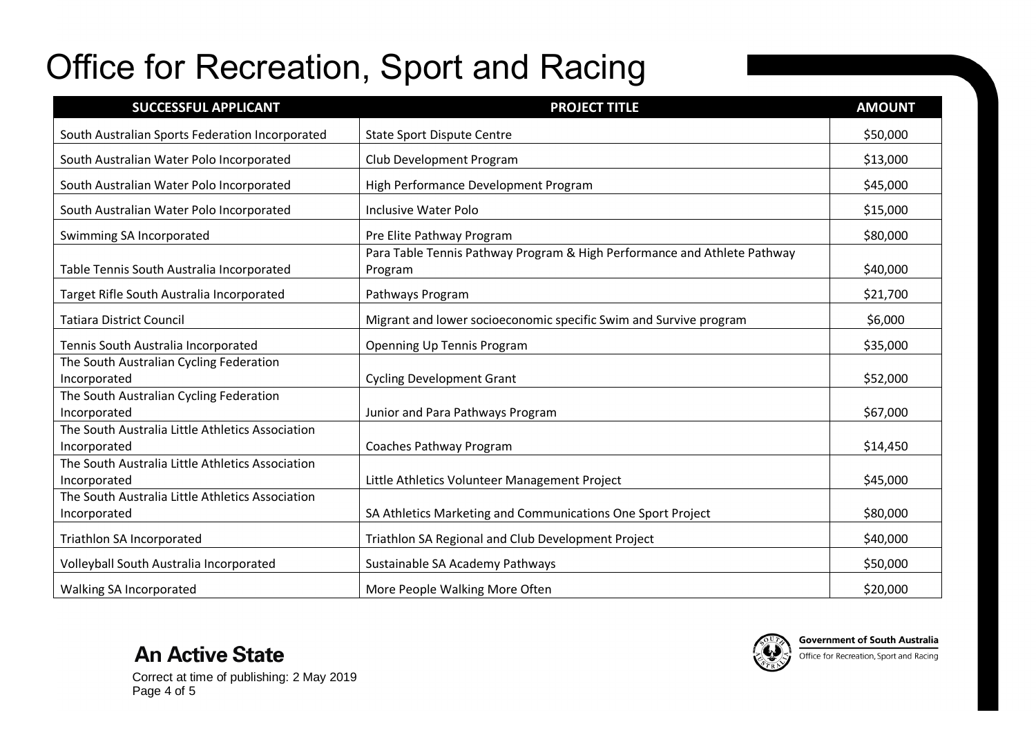# Office for Recreation, Sport and Racing

| SUCCESSFUL APPLICANT | PROJECT TITLE | AMOUNT |
|---|---|---|
| South Australian Sports Federation Incorporated | State Sport Dispute Centre | $50,000 |
| South Australian Water Polo Incorporated | Club Development Program | $13,000 |
| South Australian Water Polo Incorporated | High Performance Development Program | $45,000 |
| South Australian Water Polo Incorporated | Inclusive Water Polo | $15,000 |
| Swimming SA Incorporated | Pre Elite Pathway Program | $80,000 |
| Table Tennis South Australia Incorporated | Para Table Tennis Pathway Program & High Performance and Athlete Pathway Program | $40,000 |
| Target Rifle South Australia Incorporated | Pathways Program | $21,700 |
| Tatiara District Council | Migrant and lower socioeconomic specific Swim and Survive program | $6,000 |
| Tennis South Australia Incorporated | Openning Up Tennis Program | $35,000 |
| The South Australian Cycling Federation Incorporated | Cycling Development Grant | $52,000 |
| The South Australian Cycling Federation Incorporated | Junior and Para Pathways Program | $67,000 |
| The South Australia Little Athletics Association Incorporated | Coaches Pathway Program | $14,450 |
| The South Australia Little Athletics Association Incorporated | Little Athletics Volunteer Management Project | $45,000 |
| The South Australia Little Athletics Association Incorporated | SA Athletics Marketing and Communications One Sport Project | $80,000 |
| Triathlon SA Incorporated | Triathlon SA Regional and Club Development Project | $40,000 |
| Volleyball South Australia Incorporated | Sustainable SA Academy Pathways | $50,000 |
| Walking SA Incorporated | More People Walking More Often | $20,000 |

**An Active State**

Correct at time of publishing: 2 May 2019

Government of South Australia
Office for Recreation, Sport and Racing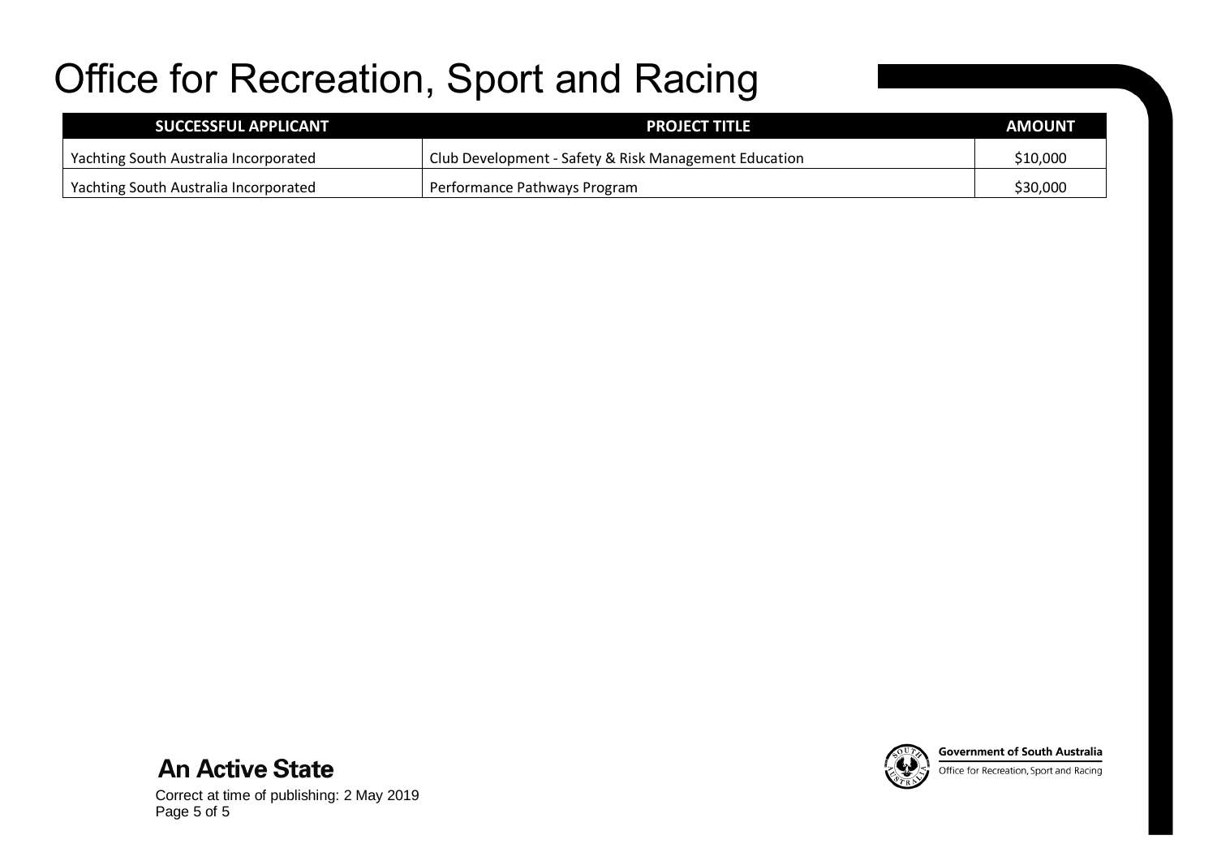# Office for Recreation, Sport and Racing

| SUCCESSFUL APPLICANT | PROJECT TITLE | AMOUNT |
| --- | --- | --- |
| Yachting South Australia Incorporated | Club Development - Safety & Risk Management Education | $10,000 |
| Yachting South Australia Incorporated | Performance Pathways Program | $30,000 |

**An Active State**

Correct at time of publishing: 2 May 2019

**Government of South Australia**

Office for Recreation, Sport and Racing